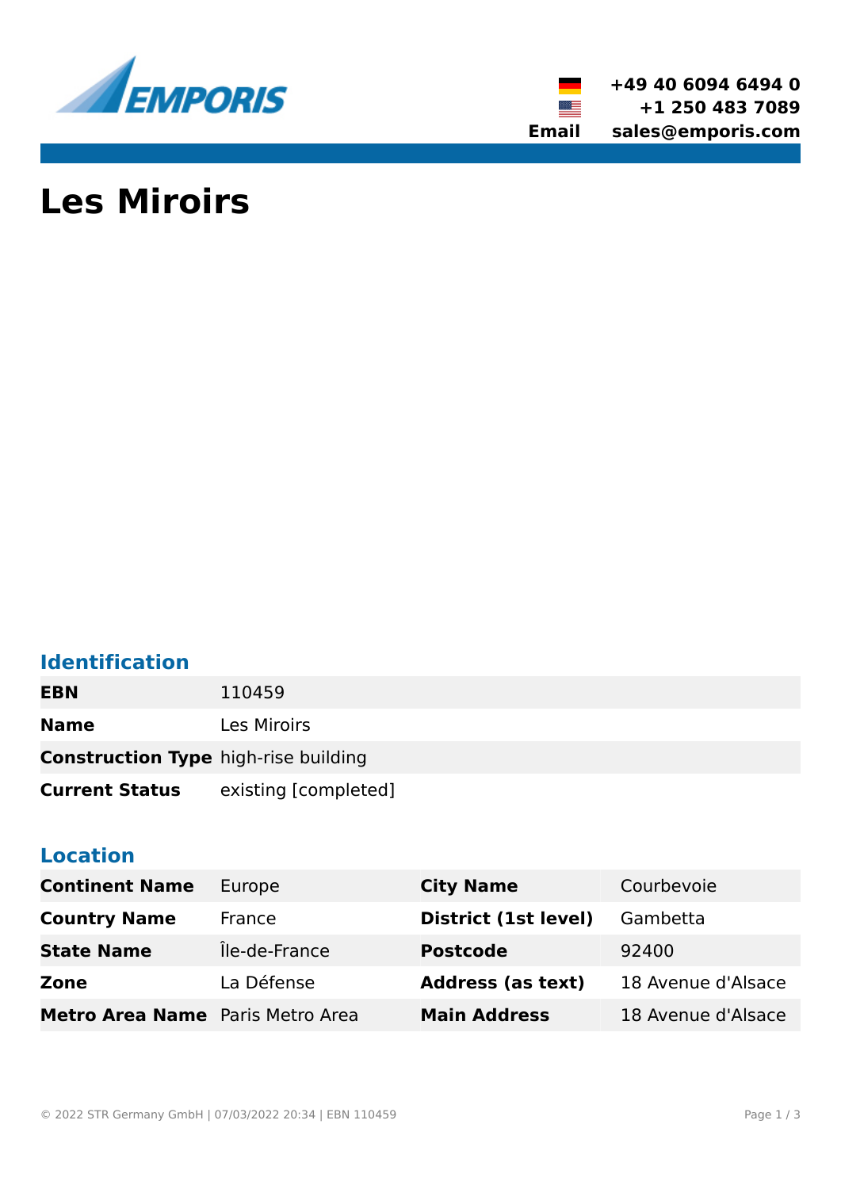EMPORIS

+49 40 6094 6494 0
+1 250 483 7089
Email sales@emporis.com

# Les Miroirs

## Identification

| | |
|---|---|
| **EBN** | 110459 |
| **Name** | Les Miroirs |
| **Construction Type** | high-rise building |
| **Current Status** | existing [completed] |

## Location

| | | | |
|---|---|---|---|
| **Continent Name** | Europe | **City Name** | Courbevoie |
| **Country Name** | France | **District (1st level)** | Gambetta |
| **State Name** | Île-de-France | **Postcode** | 92400 |
| **Zone** | La Défense | **Address (as text)** | 18 Avenue d'Alsace |
| **Metro Area Name** | Paris Metro Area | **Main Address** | 18 Avenue d'Alsace |

© 2022 STR Germany GmbH | 07/03/2022 20:34 | EBN 110459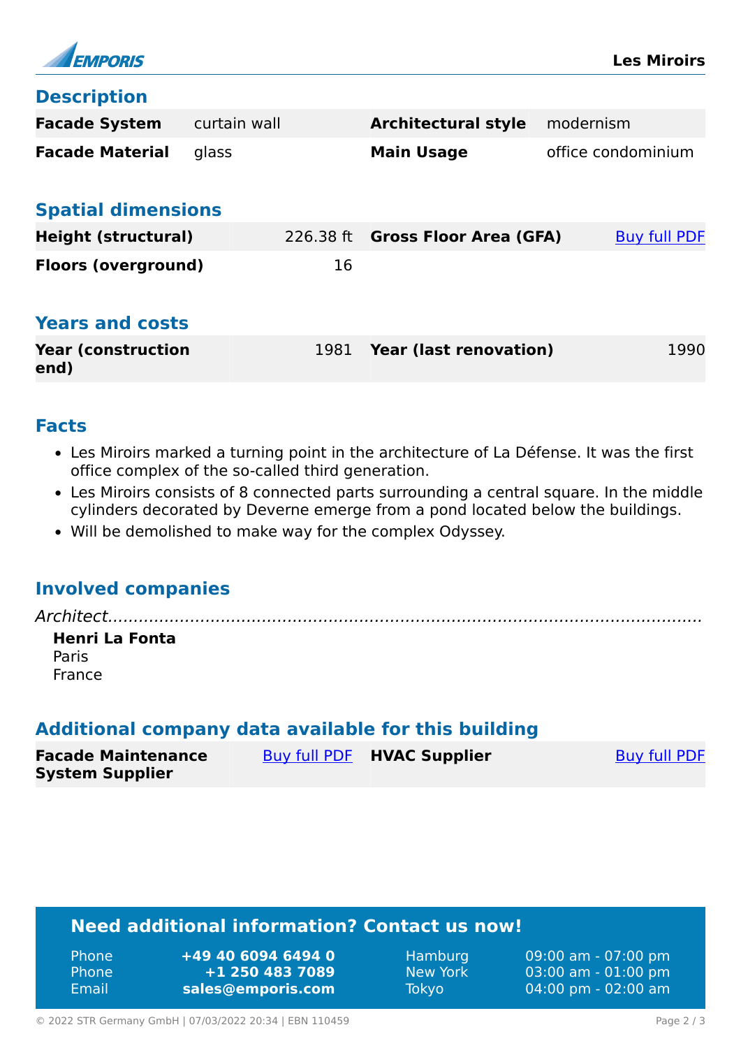## Description

| Facade System | curtain wall | Architectural style | modernism |
|---|---|---|---|
| Facade Material | glass | Main Usage | office condominium |

## Spatial dimensions

| Height (structural) | 226.38 ft | Gross Floor Area (GFA) | Buy full PDF |
|---|---|---|---|
| Floors (overground) | 16 | | |

## Years and costs

| Year (construction end) | 1981 | Year (last renovation) | 1990 |
|---|---|---|---|

## Facts

- Les Miroirs marked a turning point in the architecture of La Défense. It was the first office complex of the so-called third generation.
- Les Miroirs consists of 8 connected parts surrounding a central square. In the middle cylinders decorated by Deverne emerge from a pond located below the buildings.
- Will be demolished to make way for the complex Odyssey.

## Involved companies

*Architect*

**Henri La Fonta**
Paris
France

## Additional company data available for this building

| Facade Maintenance System Supplier | Buy full PDF | HVAC Supplier | Buy full PDF |
|---|---|---|---|

## Need additional information? Contact us now!

| | | | |
|---|---|---|---|
| Phone | **+49 40 6094 6494 0** | Hamburg | 09:00 am - 07:00 pm |
| Phone | **+1 250 483 7089** | New York | 03:00 am - 01:00 pm |
| Email | **sales@emporis.com** | Tokyo | 04:00 pm - 02:00 am |

© 2022 STR Germany GmbH | 07/03/2022 20:34 | EBN 110459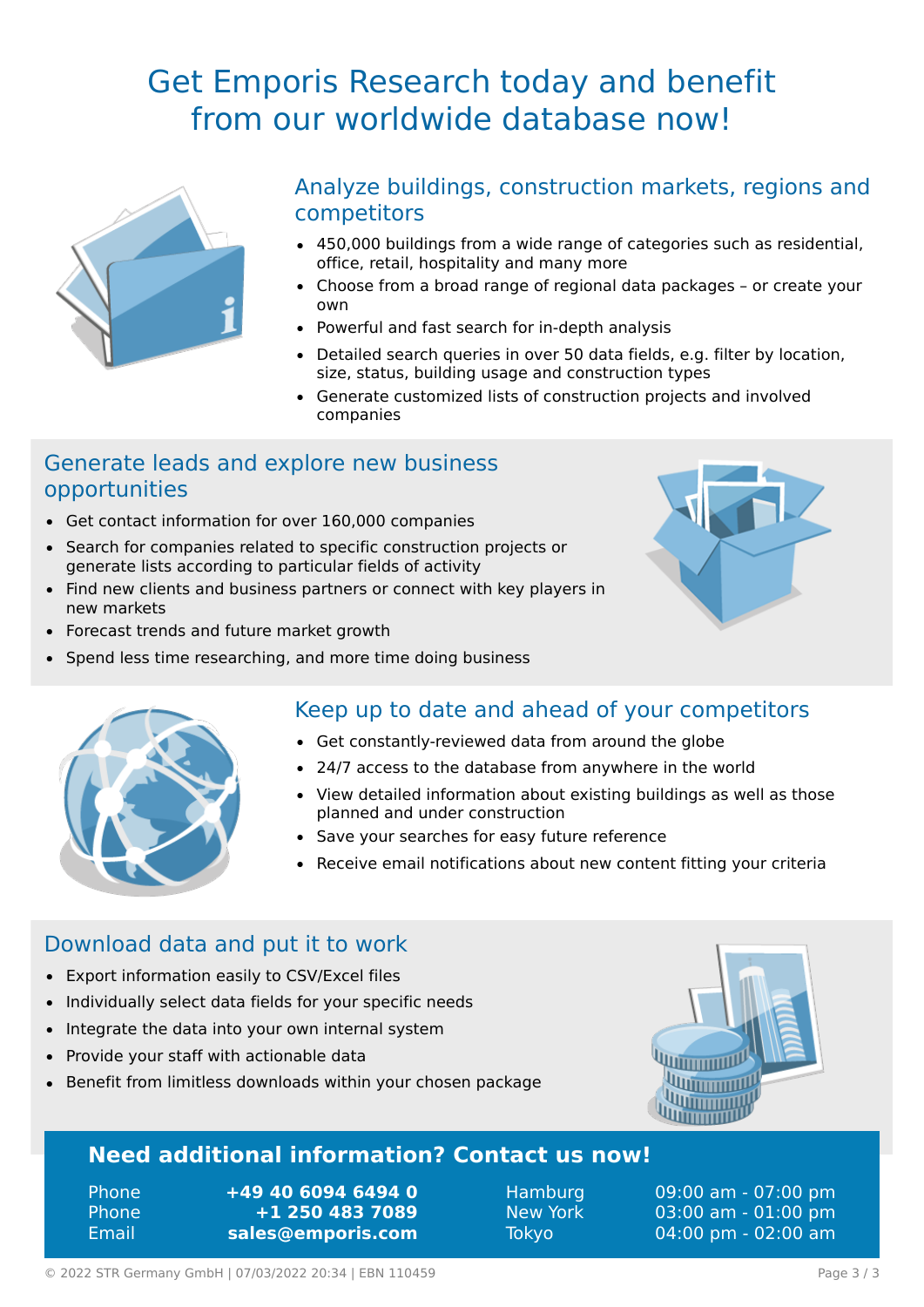# Get Emporis Research today and benefit from our worldwide database now!

## Analyze buildings, construction markets, regions and competitors

- 450,000 buildings from a wide range of categories such as residential, office, retail, hospitality and many more
- Choose from a broad range of regional data packages – or create your own
- Powerful and fast search for in-depth analysis
- Detailed search queries in over 50 data fields, e.g. filter by location, size, status, building usage and construction types
- Generate customized lists of construction projects and involved companies

## Generate leads and explore new business opportunities

- Get contact information for over 160,000 companies
- Search for companies related to specific construction projects or generate lists according to particular fields of activity
- Find new clients and business partners or connect with key players in new markets
- Forecast trends and future market growth
- Spend less time researching, and more time doing business

## Keep up to date and ahead of your competitors

- Get constantly-reviewed data from around the globe
- 24/7 access to the database from anywhere in the world
- View detailed information about existing buildings as well as those planned and under construction
- Save your searches for easy future reference
- Receive email notifications about new content fitting your criteria

## Download data and put it to work

- Export information easily to CSV/Excel files
- Individually select data fields for your specific needs
- Integrate the data into your own internal system
- Provide your staff with actionable data
- Benefit from limitless downloads within your chosen package

## Need additional information? Contact us now!

| | | | |
|---|---|---|---|
| Phone | **+49 40 6094 6494 0** | Hamburg | 09:00 am - 07:00 pm |
| Phone | **+1 250 483 7089** | New York | 03:00 am - 01:00 pm |
| Email | **sales@emporis.com** | Tokyo | 04:00 pm - 02:00 am |

© 2022 STR Germany GmbH | 07/03/2022 20:34 | EBN 110459